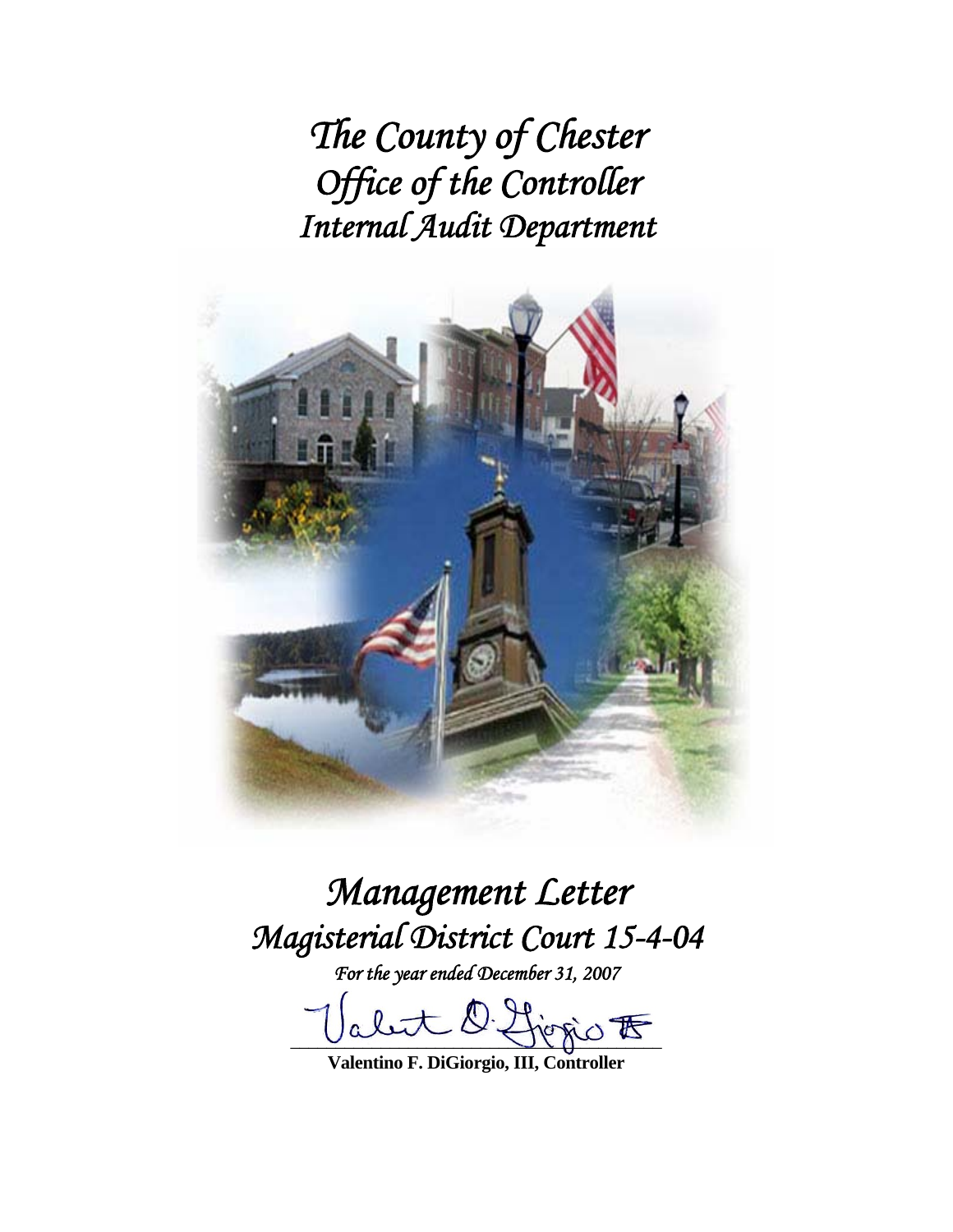# *The County of Chester*
# *Office of the Controller*
# *Internal Audit Department*

# *Management Letter*
# *Magisterial District Court 15-4-04*

*For the year ended December 31, 2007*

**Valentino F. DiGiorgio, III, Controller**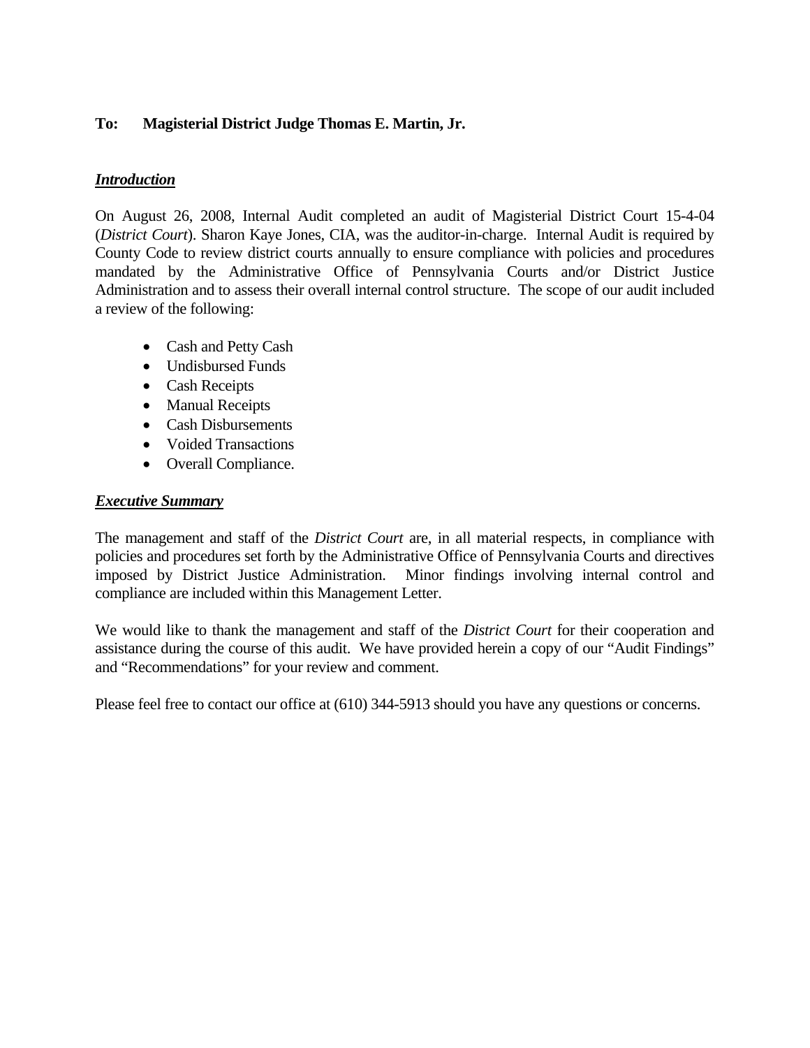**To: Magisterial District Judge Thomas E. Martin, Jr.**

***Introduction***

On August 26, 2008, Internal Audit completed an audit of Magisterial District Court 15-4-04 (*District Court*). Sharon Kaye Jones, CIA, was the auditor-in-charge. Internal Audit is required by County Code to review district courts annually to ensure compliance with policies and procedures mandated by the Administrative Office of Pennsylvania Courts and/or District Justice Administration and to assess their overall internal control structure. The scope of our audit included a review of the following:

- Cash and Petty Cash
- Undisbursed Funds
- Cash Receipts
- Manual Receipts
- Cash Disbursements
- Voided Transactions
- Overall Compliance.

***Executive Summary***

The management and staff of the *District Court* are, in all material respects, in compliance with policies and procedures set forth by the Administrative Office of Pennsylvania Courts and directives imposed by District Justice Administration. Minor findings involving internal control and compliance are included within this Management Letter.

We would like to thank the management and staff of the *District Court* for their cooperation and assistance during the course of this audit. We have provided herein a copy of our "Audit Findings" and "Recommendations" for your review and comment.

Please feel free to contact our office at (610) 344-5913 should you have any questions or concerns.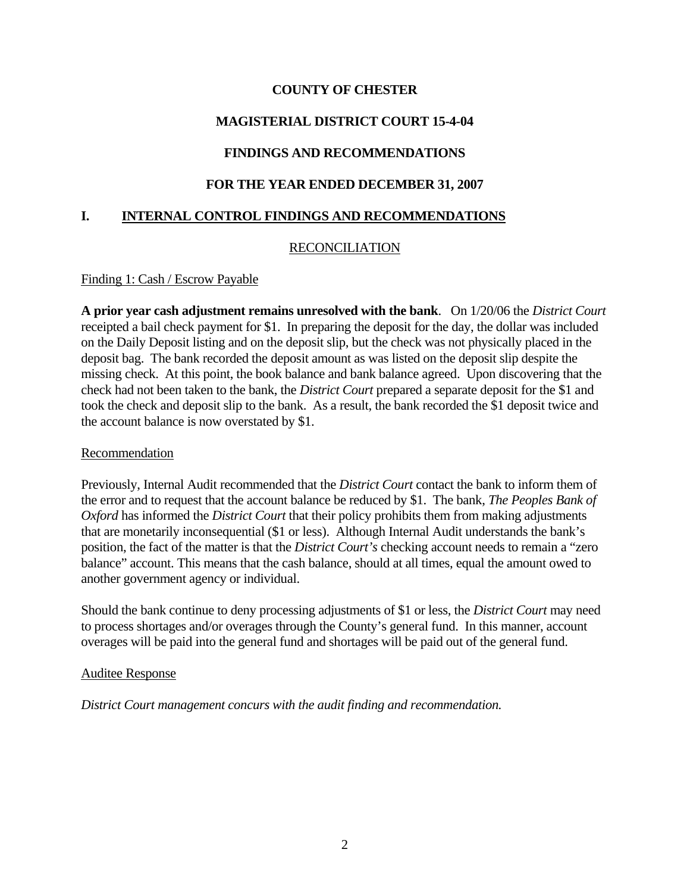# COUNTY OF CHESTER

## MAGISTERIAL DISTRICT COURT 15-4-04

## FINDINGS AND RECOMMENDATIONS

## FOR THE YEAR ENDED DECEMBER 31, 2007

## I. INTERNAL CONTROL FINDINGS AND RECOMMENDATIONS

### RECONCILIATION

Finding 1: Cash / Escrow Payable

**A prior year cash adjustment remains unresolved with the bank**. On 1/20/06 the *District Court* receipted a bail check payment for $1. In preparing the deposit for the day, the dollar was included on the Daily Deposit listing and on the deposit slip, but the check was not physically placed in the deposit bag. The bank recorded the deposit amount as was listed on the deposit slip despite the missing check. At this point, the book balance and bank balance agreed. Upon discovering that the check had not been taken to the bank, the *District Court* prepared a separate deposit for the $1 and took the check and deposit slip to the bank. As a result, the bank recorded the $1 deposit twice and the account balance is now overstated by $1.

Recommendation

Previously, Internal Audit recommended that the *District Court* contact the bank to inform them of the error and to request that the account balance be reduced by $1. The bank, *The Peoples Bank of Oxford* has informed the *District Court* that their policy prohibits them from making adjustments that are monetarily inconsequential ($1 or less). Although Internal Audit understands the bank's position, the fact of the matter is that the *District Court's* checking account needs to remain a "zero balance" account. This means that the cash balance, should at all times, equal the amount owed to another government agency or individual.

Should the bank continue to deny processing adjustments of $1 or less, the *District Court* may need to process shortages and/or overages through the County's general fund. In this manner, account overages will be paid into the general fund and shortages will be paid out of the general fund.

Auditee Response

*District Court management concurs with the audit finding and recommendation.*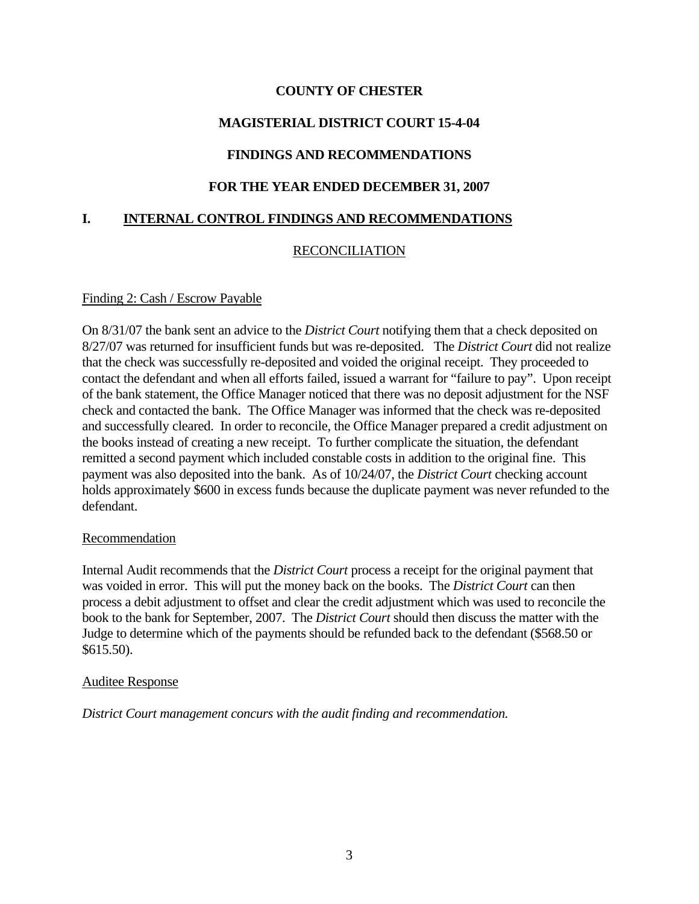**COUNTY OF CHESTER**

**MAGISTERIAL DISTRICT COURT 15-4-04**

**FINDINGS AND RECOMMENDATIONS**

**FOR THE YEAR ENDED DECEMBER 31, 2007**

## I. INTERNAL CONTROL FINDINGS AND RECOMMENDATIONS

### RECONCILIATION

Finding 2: Cash / Escrow Payable

On 8/31/07 the bank sent an advice to the *District Court* notifying them that a check deposited on 8/27/07 was returned for insufficient funds but was re-deposited. The *District Court* did not realize that the check was successfully re-deposited and voided the original receipt. They proceeded to contact the defendant and when all efforts failed, issued a warrant for "failure to pay". Upon receipt of the bank statement, the Office Manager noticed that there was no deposit adjustment for the NSF check and contacted the bank. The Office Manager was informed that the check was re-deposited and successfully cleared. In order to reconcile, the Office Manager prepared a credit adjustment on the books instead of creating a new receipt. To further complicate the situation, the defendant remitted a second payment which included constable costs in addition to the original fine. This payment was also deposited into the bank. As of 10/24/07, the *District Court* checking account holds approximately $600 in excess funds because the duplicate payment was never refunded to the defendant.

Recommendation

Internal Audit recommends that the *District Court* process a receipt for the original payment that was voided in error. This will put the money back on the books. The *District Court* can then process a debit adjustment to offset and clear the credit adjustment which was used to reconcile the book to the bank for September, 2007. The *District Court* should then discuss the matter with the Judge to determine which of the payments should be refunded back to the defendant ($568.50 or $615.50).

Auditee Response

*District Court management concurs with the audit finding and recommendation.*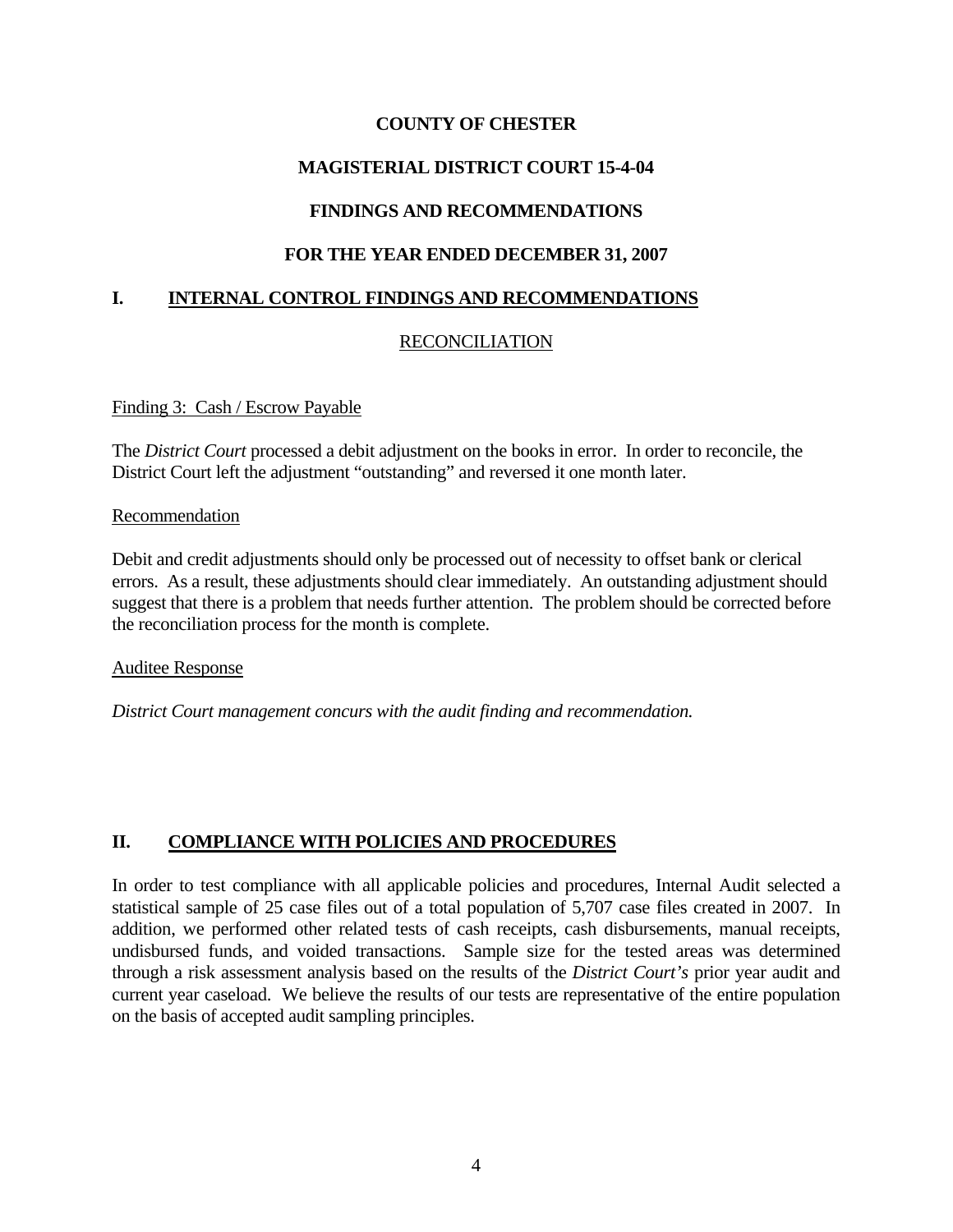**COUNTY OF CHESTER**

**MAGISTERIAL DISTRICT COURT 15-4-04**

**FINDINGS AND RECOMMENDATIONS**

**FOR THE YEAR ENDED DECEMBER 31, 2007**

## I. INTERNAL CONTROL FINDINGS AND RECOMMENDATIONS

### RECONCILIATION

Finding 3: Cash / Escrow Payable

The *District Court* processed a debit adjustment on the books in error. In order to reconcile, the District Court left the adjustment "outstanding" and reversed it one month later.

Recommendation

Debit and credit adjustments should only be processed out of necessity to offset bank or clerical errors. As a result, these adjustments should clear immediately. An outstanding adjustment should suggest that there is a problem that needs further attention. The problem should be corrected before the reconciliation process for the month is complete.

Auditee Response

*District Court management concurs with the audit finding and recommendation.*

## II. COMPLIANCE WITH POLICIES AND PROCEDURES

In order to test compliance with all applicable policies and procedures, Internal Audit selected a statistical sample of 25 case files out of a total population of 5,707 case files created in 2007. In addition, we performed other related tests of cash receipts, cash disbursements, manual receipts, undisbursed funds, and voided transactions. Sample size for the tested areas was determined through a risk assessment analysis based on the results of the *District Court's* prior year audit and current year caseload. We believe the results of our tests are representative of the entire population on the basis of accepted audit sampling principles.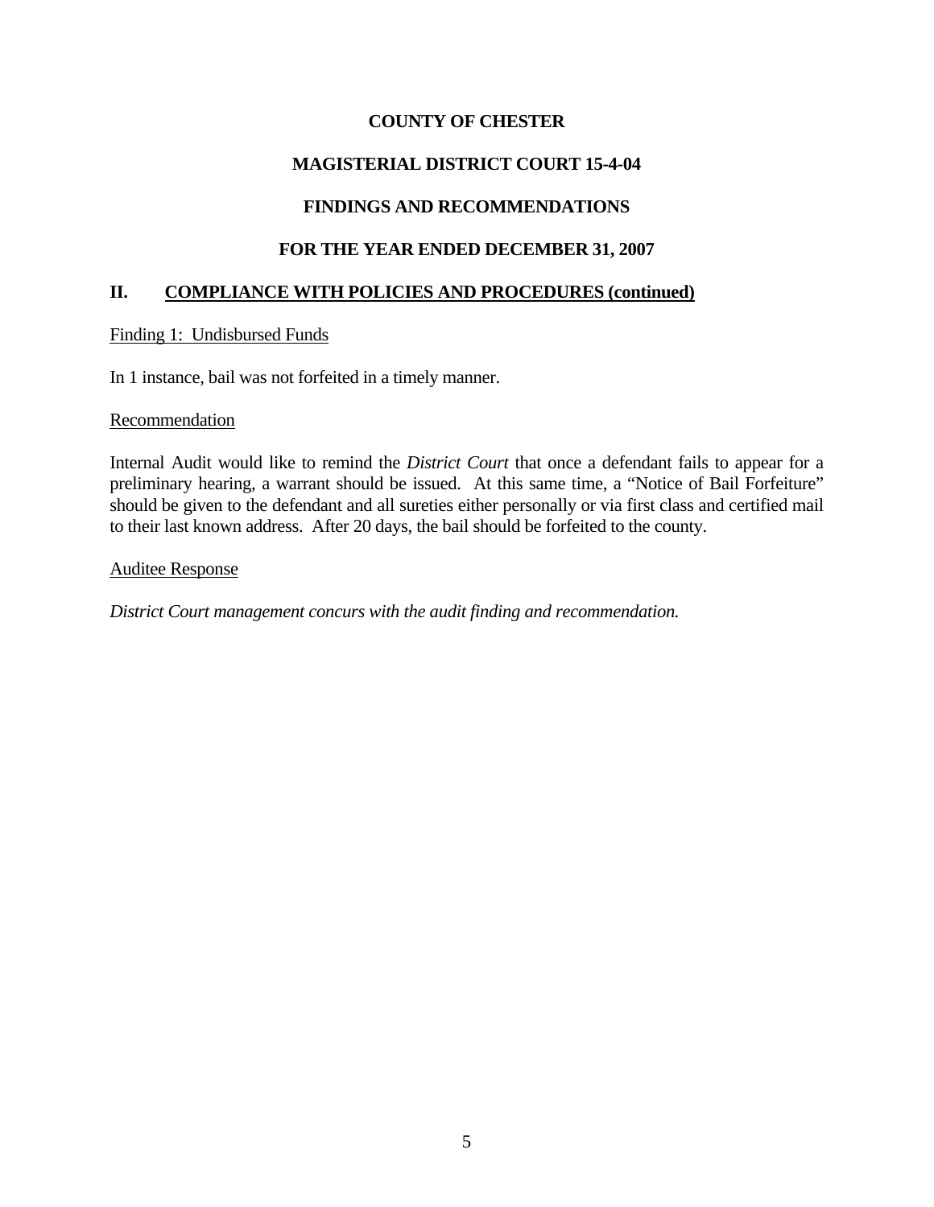**COUNTY OF CHESTER**

**MAGISTERIAL DISTRICT COURT 15-4-04**

**FINDINGS AND RECOMMENDATIONS**

**FOR THE YEAR ENDED DECEMBER 31, 2007**

## II. COMPLIANCE WITH POLICIES AND PROCEDURES (continued)

Finding 1: Undisbursed Funds

In 1 instance, bail was not forfeited in a timely manner.

Recommendation

Internal Audit would like to remind the *District Court* that once a defendant fails to appear for a preliminary hearing, a warrant should be issued. At this same time, a "Notice of Bail Forfeiture" should be given to the defendant and all sureties either personally or via first class and certified mail to their last known address. After 20 days, the bail should be forfeited to the county.

Auditee Response

*District Court management concurs with the audit finding and recommendation.*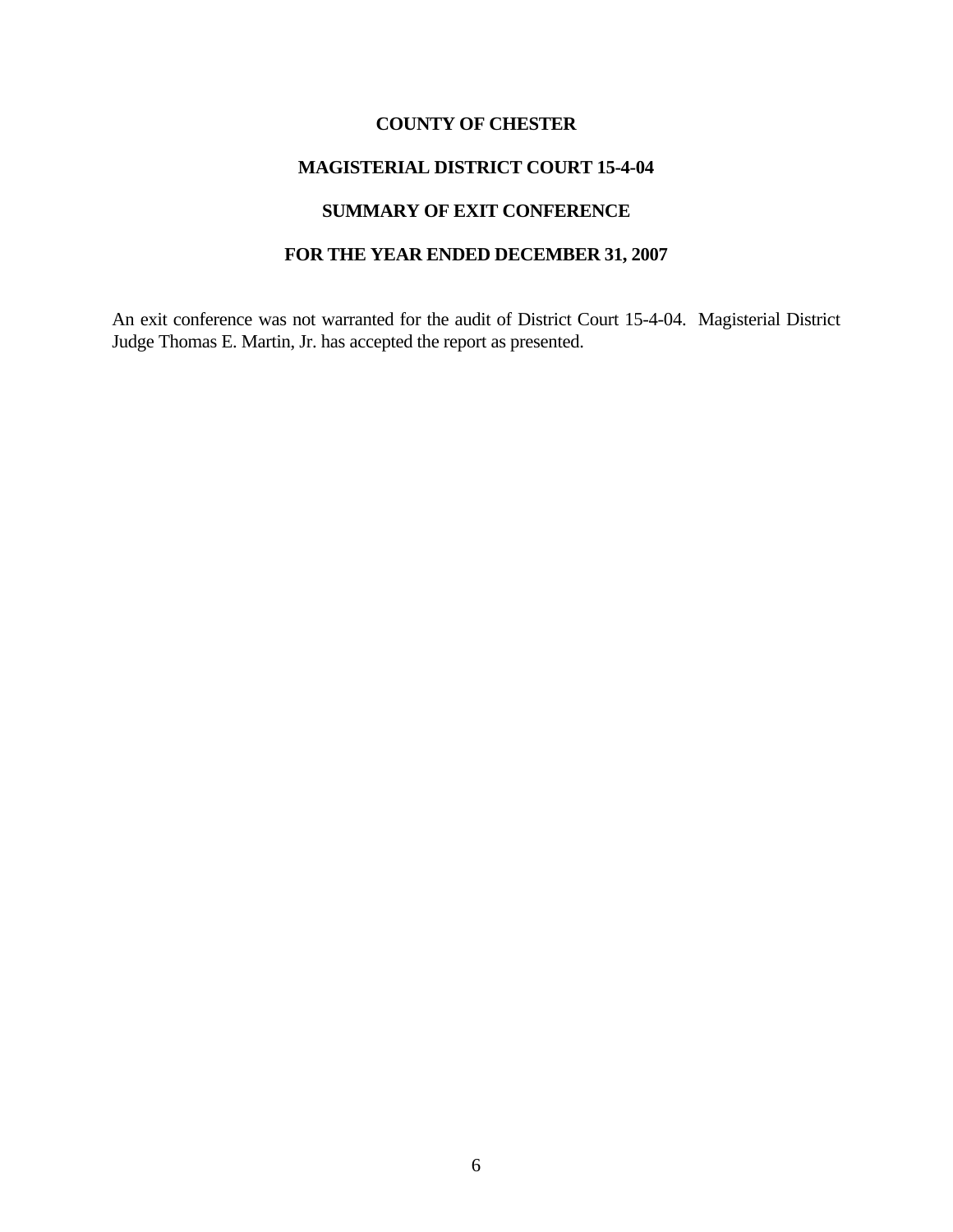**COUNTY OF CHESTER**

**MAGISTERIAL DISTRICT COURT 15-4-04**

**SUMMARY OF EXIT CONFERENCE**

**FOR THE YEAR ENDED DECEMBER 31, 2007**

An exit conference was not warranted for the audit of District Court 15-4-04. Magisterial District Judge Thomas E. Martin, Jr. has accepted the report as presented.